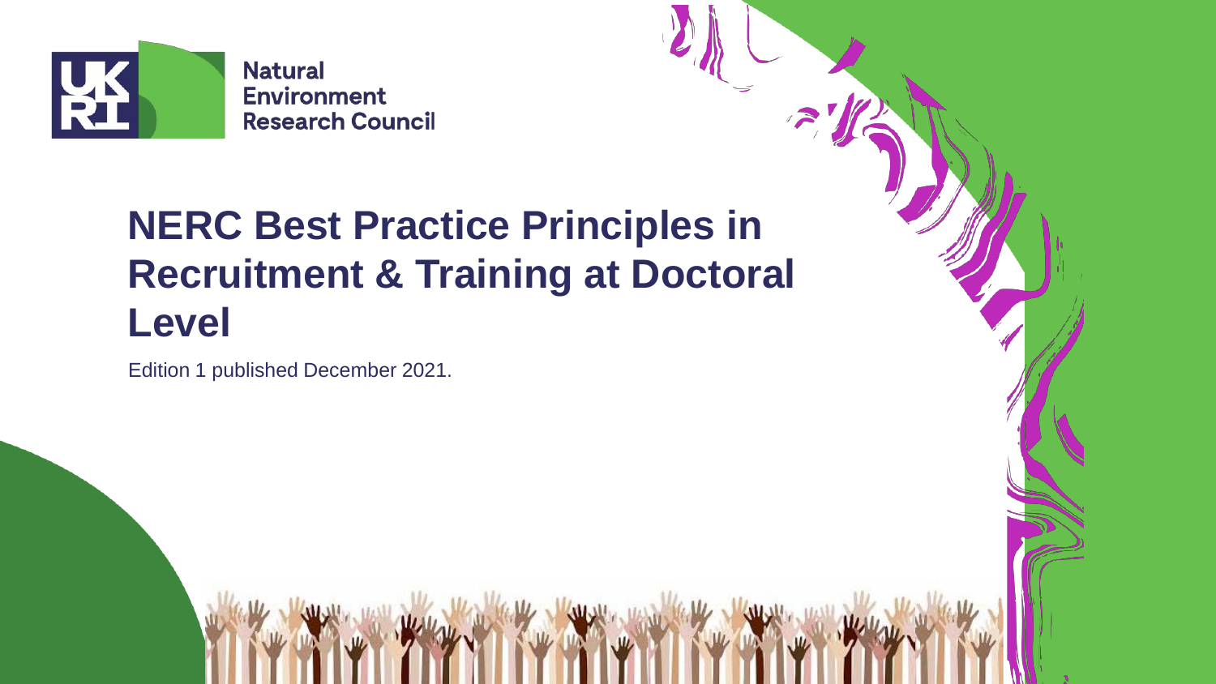UKRI Natural Environment Research Council

# NERC Best Practice Principles in Recruitment & Training at Doctoral Level

Edition 1 published December 2021.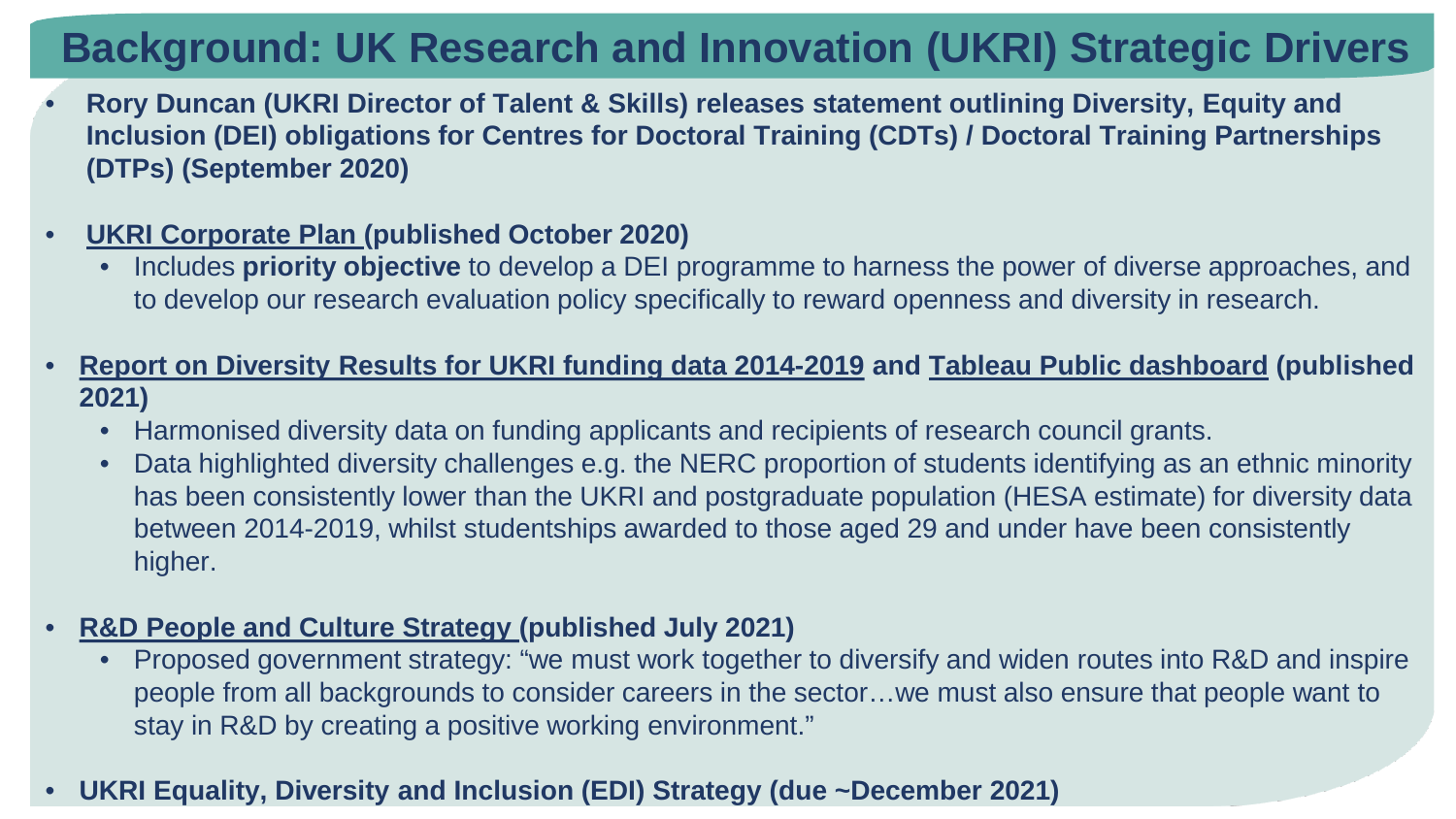# Background: UK Research and Innovation (UKRI) Strategic Drivers

- **Rory Duncan (UKRI Director of Talent & Skills) releases statement outlining Diversity, Equity and Inclusion (DEI) obligations for Centres for Doctoral Training (CDTs) / Doctoral Training Partnerships (DTPs) (September 2020)**

- **UKRI Corporate Plan (published October 2020)**
  - Includes **priority objective** to develop a DEI programme to harness the power of diverse approaches, and to develop our research evaluation policy specifically to reward openness and diversity in research.

- **Report on Diversity Results for UKRI funding data 2014-2019 and Tableau Public dashboard (published 2021)**
  - Harmonised diversity data on funding applicants and recipients of research council grants.
  - Data highlighted diversity challenges e.g. the NERC proportion of students identifying as an ethnic minority has been consistently lower than the UKRI and postgraduate population (HESA estimate) for diversity data between 2014-2019, whilst studentships awarded to those aged 29 and under have been consistently higher.

- **R&D People and Culture Strategy (published July 2021)**
  - Proposed government strategy: "we must work together to diversify and widen routes into R&D and inspire people from all backgrounds to consider careers in the sector…we must also ensure that people want to stay in R&D by creating a positive working environment."

- **UKRI Equality, Diversity and Inclusion (EDI) Strategy (due ~December 2021)**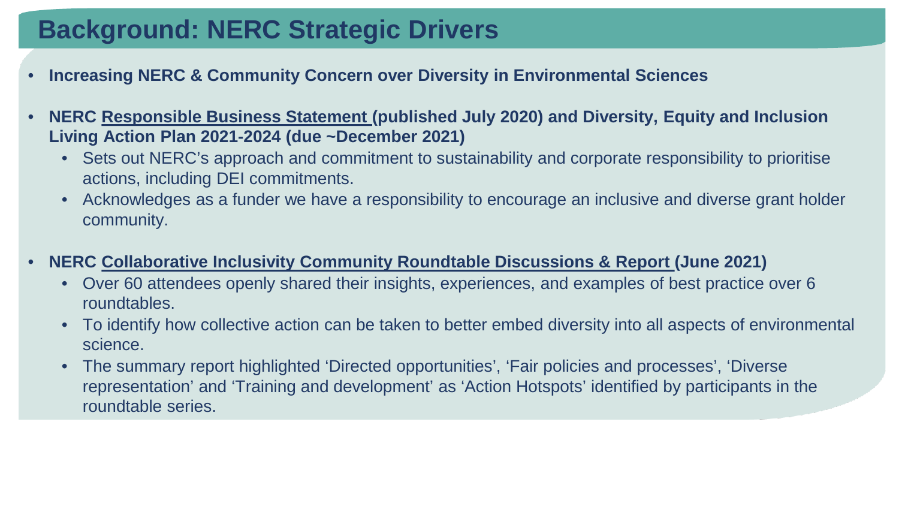# Background: NERC Strategic Drivers

- **Increasing NERC & Community Concern over Diversity in Environmental Sciences**

- **NERC Responsible Business Statement (published July 2020) and Diversity, Equity and Inclusion Living Action Plan 2021-2024 (due ~December 2021)**
  - Sets out NERC's approach and commitment to sustainability and corporate responsibility to prioritise actions, including DEI commitments.
  - Acknowledges as a funder we have a responsibility to encourage an inclusive and diverse grant holder community.

- **NERC Collaborative Inclusivity Community Roundtable Discussions & Report (June 2021)**
  - Over 60 attendees openly shared their insights, experiences, and examples of best practice over 6 roundtables.
  - To identify how collective action can be taken to better embed diversity into all aspects of environmental science.
  - The summary report highlighted 'Directed opportunities', 'Fair policies and processes', 'Diverse representation' and 'Training and development' as 'Action Hotspots' identified by participants in the roundtable series.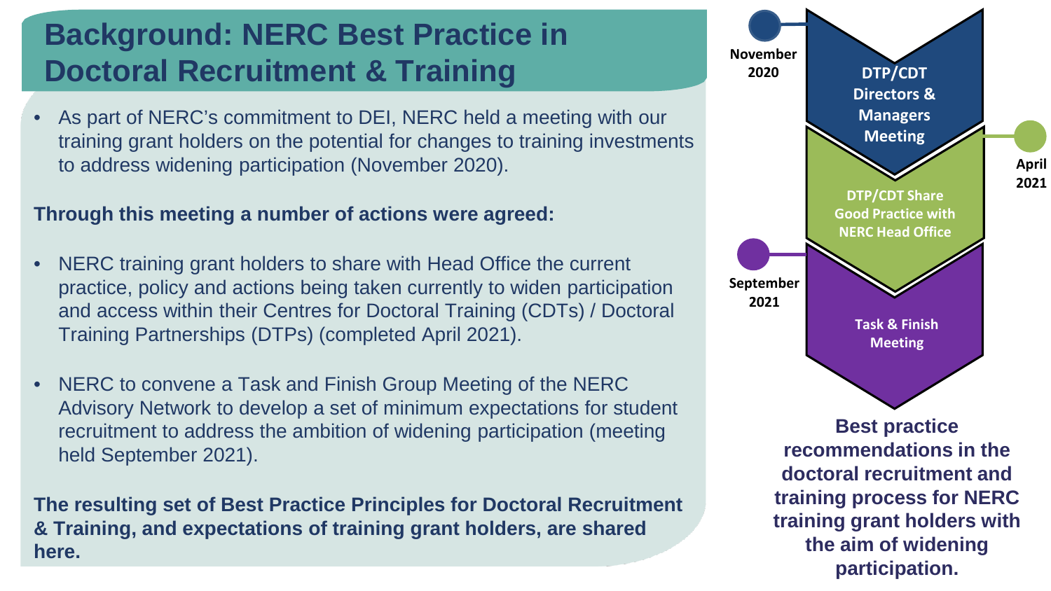# Background: NERC Best Practice in Doctoral Recruitment & Training

- As part of NERC's commitment to DEI, NERC held a meeting with our training grant holders on the potential for changes to training investments to address widening participation (November 2020).

**Through this meeting a number of actions were agreed:**

- NERC training grant holders to share with Head Office the current practice, policy and actions being taken currently to widen participation and access within their Centres for Doctoral Training (CDTs) / Doctoral Training Partnerships (DTPs) (completed April 2021).
- NERC to convene a Task and Finish Group Meeting of the NERC Advisory Network to develop a set of minimum expectations for student recruitment to address the ambition of widening participation (meeting held September 2021).

**The resulting set of Best Practice Principles for Doctoral Recruitment & Training, and expectations of training grant holders, are shared here.**

November 2020 — DTP/CDT Directors & Managers Meeting

April 2021 — DTP/CDT Share Good Practice with NERC Head Office

September 2021 — Task & Finish Meeting

**Best practice recommendations in the doctoral recruitment and training process for NERC training grant holders with the aim of widening participation.**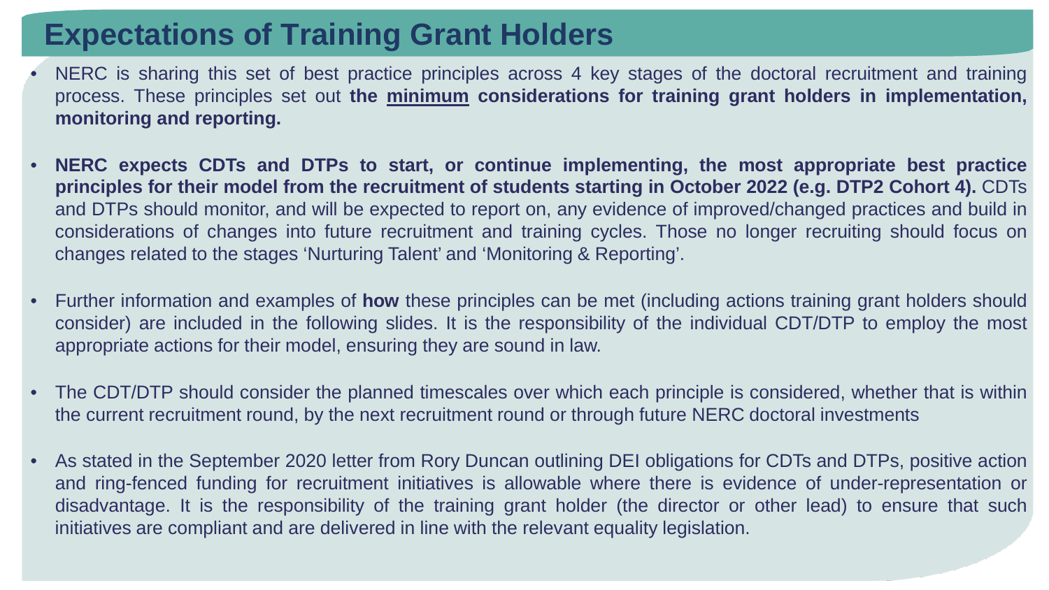# Expectations of Training Grant Holders

- NERC is sharing this set of best practice principles across 4 key stages of the doctoral recruitment and training process. These principles set out **the <u>minimum</u> considerations for training grant holders in implementation, monitoring and reporting.**

- **NERC expects CDTs and DTPs to start, or continue implementing, the most appropriate best practice principles for their model from the recruitment of students starting in October 2022 (e.g. DTP2 Cohort 4).** CDTs and DTPs should monitor, and will be expected to report on, any evidence of improved/changed practices and build in considerations of changes into future recruitment and training cycles. Those no longer recruiting should focus on changes related to the stages 'Nurturing Talent' and 'Monitoring & Reporting'.

- Further information and examples of **how** these principles can be met (including actions training grant holders should consider) are included in the following slides. It is the responsibility of the individual CDT/DTP to employ the most appropriate actions for their model, ensuring they are sound in law.

- The CDT/DTP should consider the planned timescales over which each principle is considered, whether that is within the current recruitment round, by the next recruitment round or through future NERC doctoral investments

- As stated in the September 2020 letter from Rory Duncan outlining DEI obligations for CDTs and DTPs, positive action and ring-fenced funding for recruitment initiatives is allowable where there is evidence of under-representation or disadvantage. It is the responsibility of the training grant holder (the director or other lead) to ensure that such initiatives are compliant and are delivered in line with the relevant equality legislation.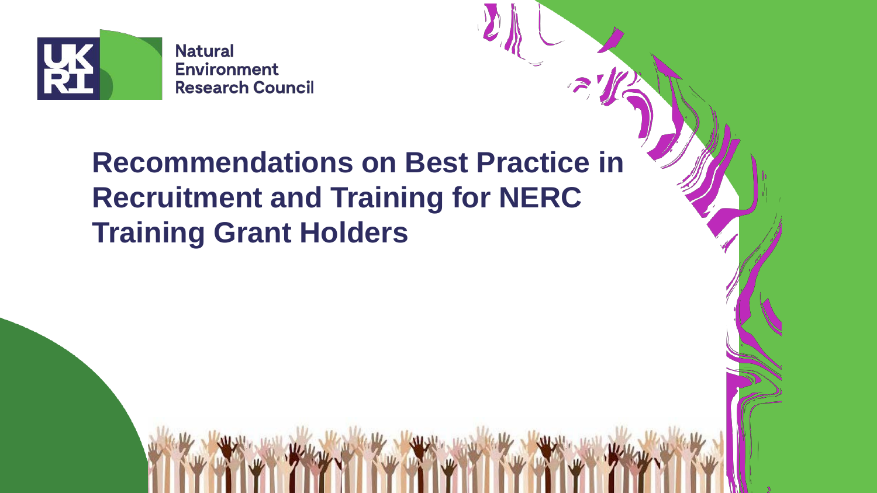Natural Environment Research Council

# Recommendations on Best Practice in Recruitment and Training for NERC Training Grant Holders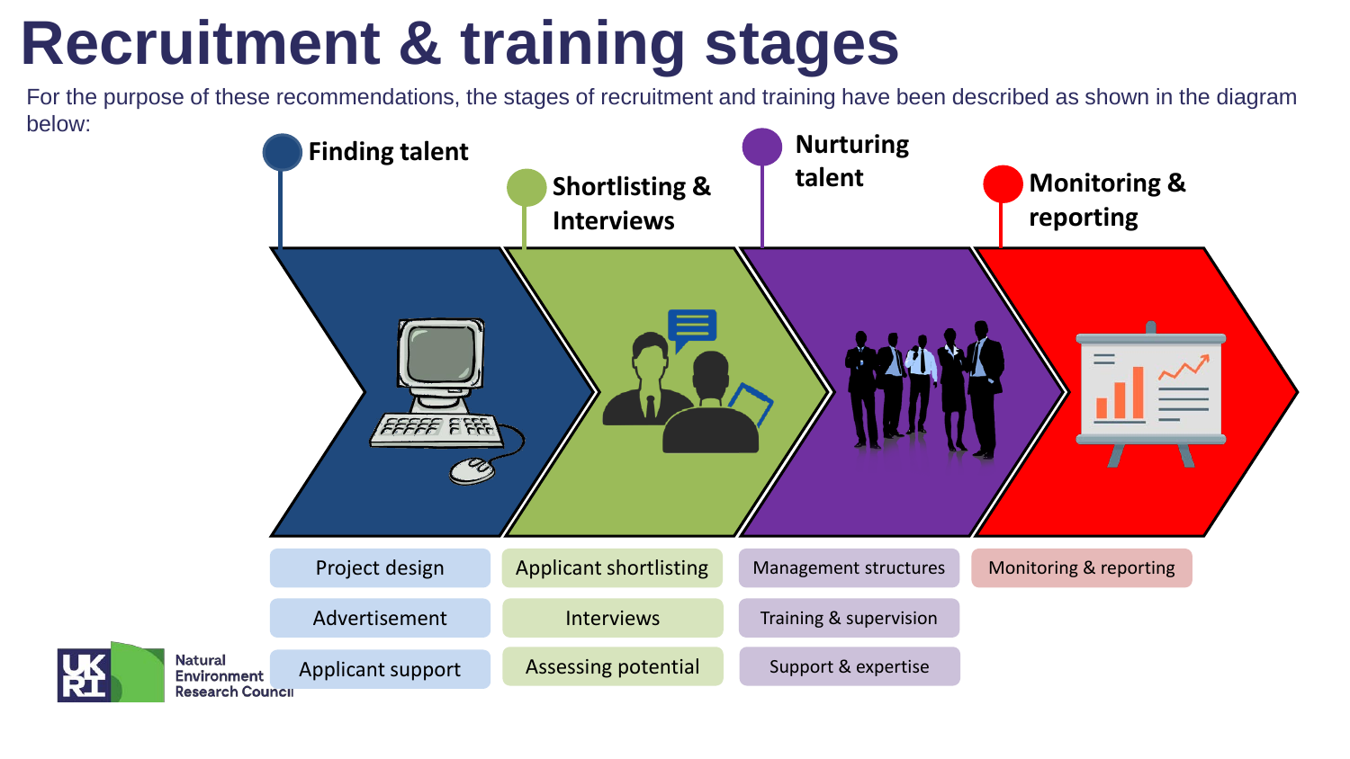# Recruitment & training stages

For the purpose of these recommendations, the stages of recruitment and training have been described as shown in the diagram below:

| Finding talent | Shortlisting & Interviews | Nurturing talent | Monitoring & reporting |
|---|---|---|---|
| Project design | Applicant shortlisting | Management structures | Monitoring & reporting |
| Advertisement | Interviews | Training & supervision | |
| Applicant support | Assessing potential | Support & expertise | |

Natural Environment Research Council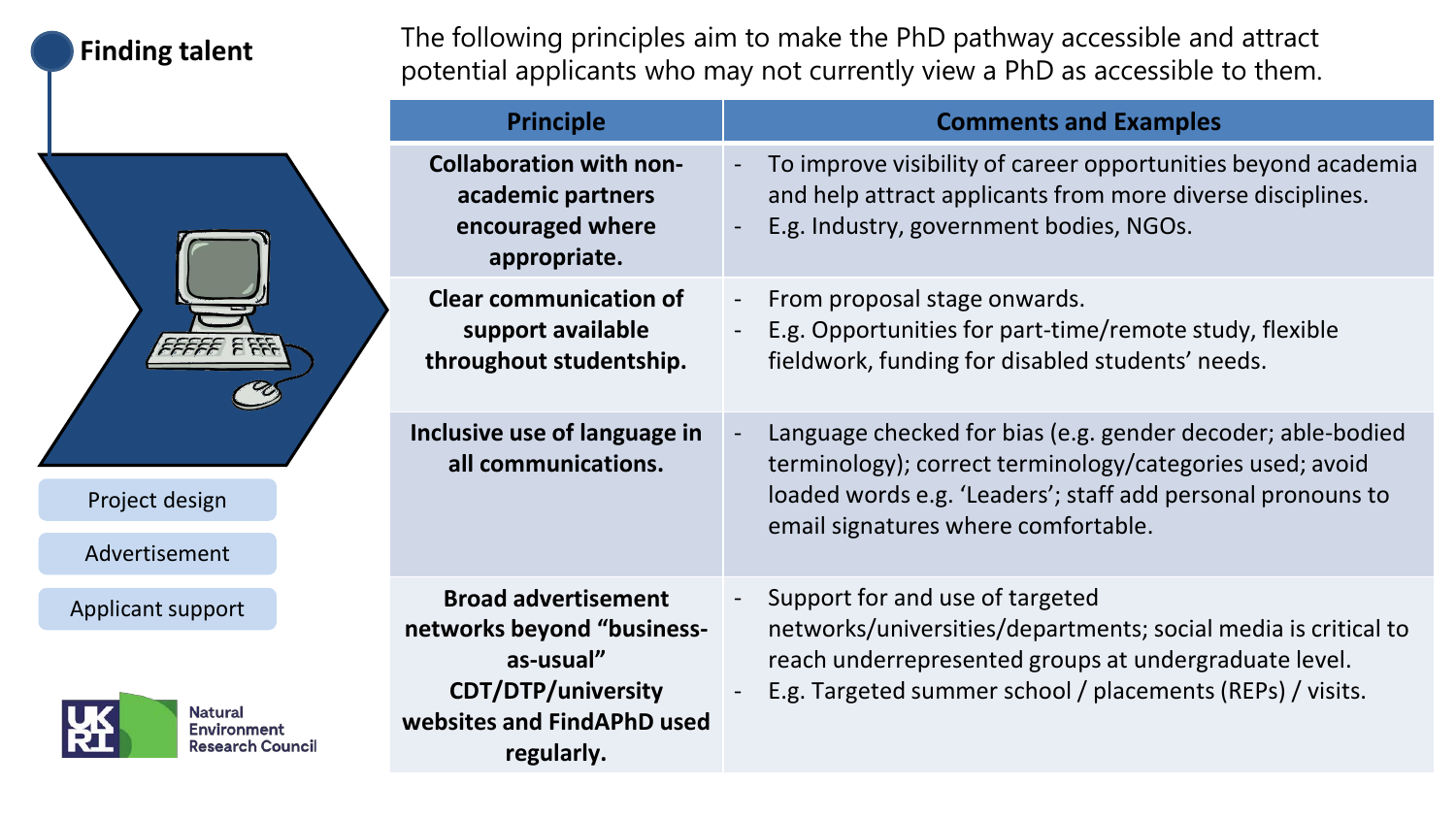## Finding talent

The following principles aim to make the PhD pathway accessible and attract potential applicants who may not currently view a PhD as accessible to them.

- Project design
- Advertisement
- Applicant support

| Principle | Comments and Examples |
|---|---|
| **Collaboration with non-academic partners encouraged where appropriate.** | - To improve visibility of career opportunities beyond academia and help attract applicants from more diverse disciplines.<br>- E.g. Industry, government bodies, NGOs. |
| **Clear communication of support available throughout studentship.** | - From proposal stage onwards.<br>- E.g. Opportunities for part-time/remote study, flexible fieldwork, funding for disabled students' needs. |
| **Inclusive use of language in all communications.** | - Language checked for bias (e.g. gender decoder; able-bodied terminology); correct terminology/categories used; avoid loaded words e.g. 'Leaders'; staff add personal pronouns to email signatures where comfortable. |
| **Broad advertisement networks beyond "business-as-usual" CDT/DTP/university websites and FindAPhD used regularly.** | - Support for and use of targeted networks/universities/departments; social media is critical to reach underrepresented groups at undergraduate level.<br>- E.g. Targeted summer school / placements (REPs) / visits. |

UKRI Natural Environment Research Council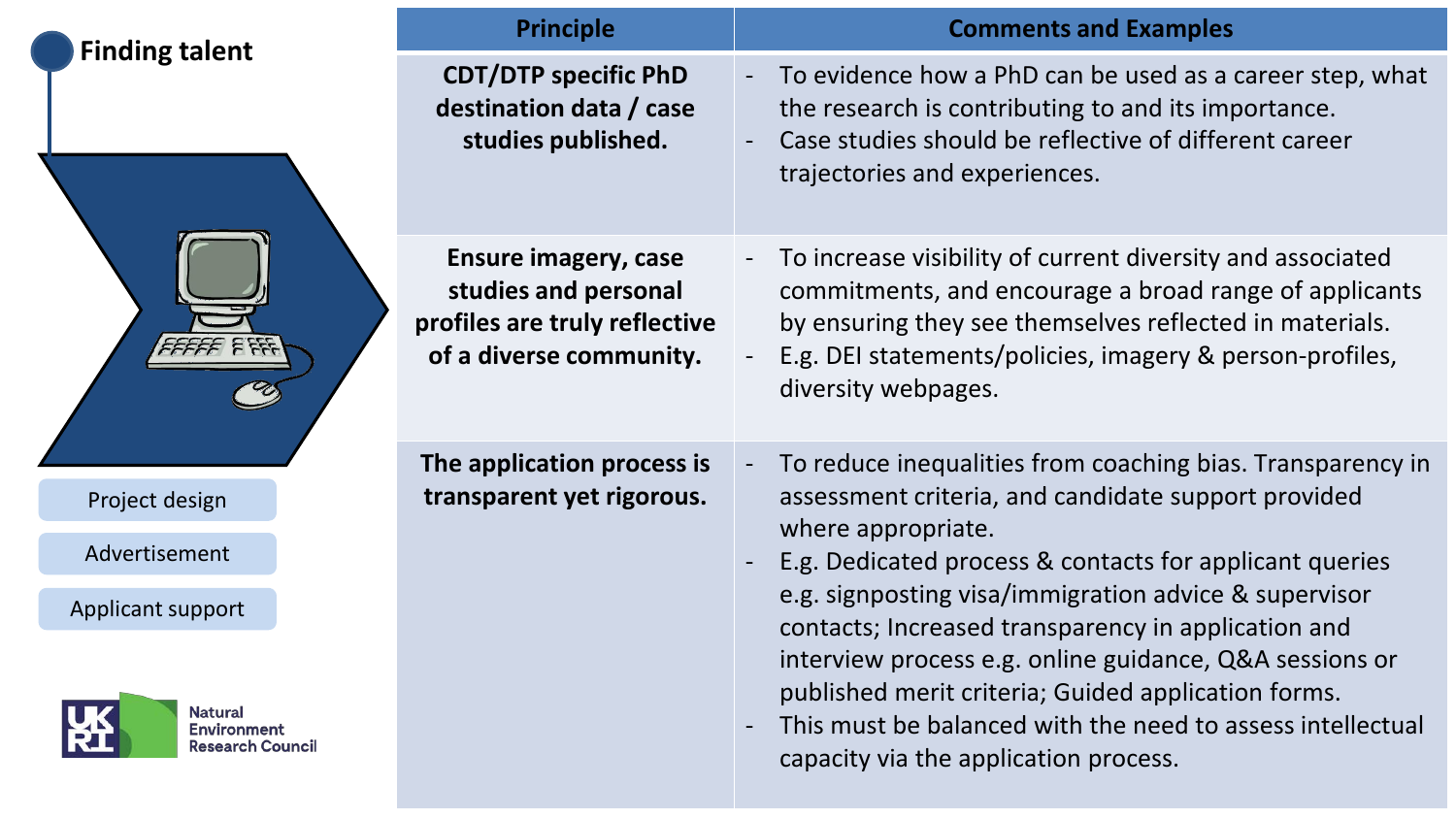## Finding talent

- Project design
- Advertisement
- Applicant support

Natural Environment Research Council

| Principle | Comments and Examples |
| --- | --- |
| **CDT/DTP specific PhD destination data / case studies published.** | - To evidence how a PhD can be used as a career step, what the research is contributing to and its importance.<br>- Case studies should be reflective of different career trajectories and experiences. |
| **Ensure imagery, case studies and personal profiles are truly reflective of a diverse community.** | - To increase visibility of current diversity and associated commitments, and encourage a broad range of applicants by ensuring they see themselves reflected in materials.<br>- E.g. DEI statements/policies, imagery & person-profiles, diversity webpages. |
| **The application process is transparent yet rigorous.** | - To reduce inequalities from coaching bias. Transparency in assessment criteria, and candidate support provided where appropriate.<br>- E.g. Dedicated process & contacts for applicant queries e.g. signposting visa/immigration advice & supervisor contacts; Increased transparency in application and interview process e.g. online guidance, Q&A sessions or published merit criteria; Guided application forms.<br>- This must be balanced with the need to assess intellectual capacity via the application process. |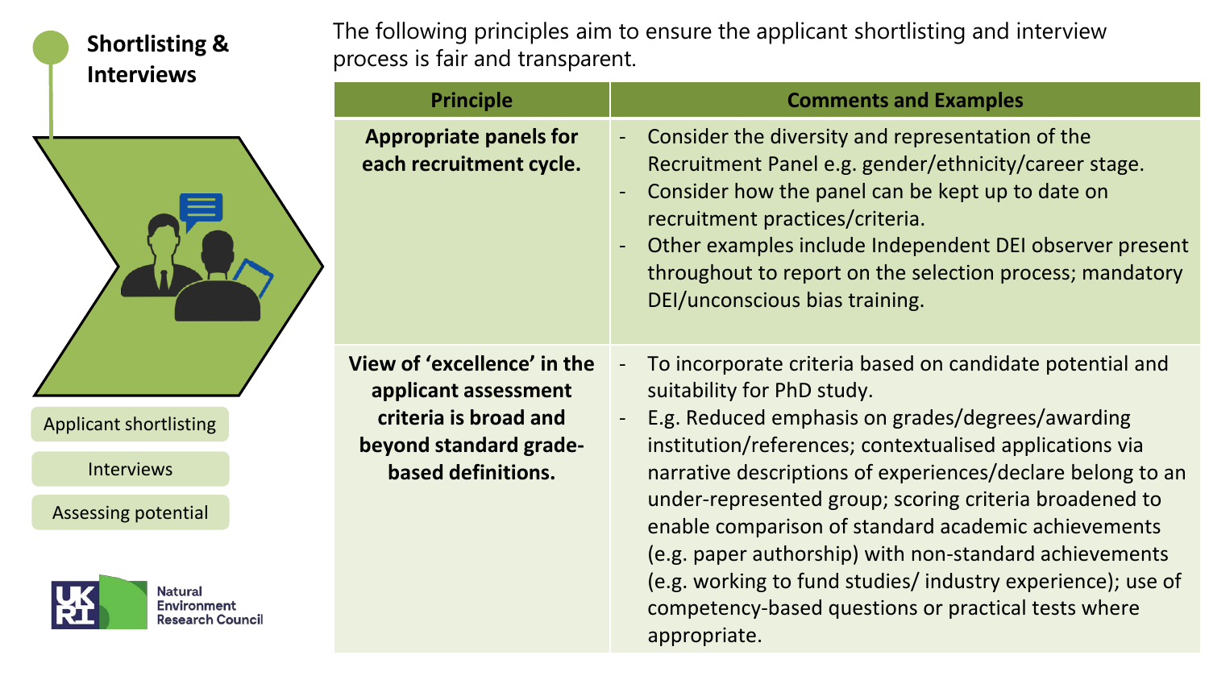## Shortlisting & Interviews

- Applicant shortlisting
- Interviews
- Assessing potential

The following principles aim to ensure the applicant shortlisting and interview process is fair and transparent.

| Principle | Comments and Examples |
| --- | --- |
| **Appropriate panels for each recruitment cycle.** | - Consider the diversity and representation of the Recruitment Panel e.g. gender/ethnicity/career stage.<br>- Consider how the panel can be kept up to date on recruitment practices/criteria.<br>- Other examples include Independent DEI observer present throughout to report on the selection process; mandatory DEI/unconscious bias training. |
| **View of 'excellence' in the applicant assessment criteria is broad and beyond standard grade-based definitions.** | - To incorporate criteria based on candidate potential and suitability for PhD study.<br>- E.g. Reduced emphasis on grades/degrees/awarding institution/references; contextualised applications via narrative descriptions of experiences/declare belong to an under-represented group; scoring criteria broadened to enable comparison of standard academic achievements (e.g. paper authorship) with non-standard achievements (e.g. working to fund studies/ industry experience); use of competency-based questions or practical tests where appropriate. |

UKRI Natural Environment Research Council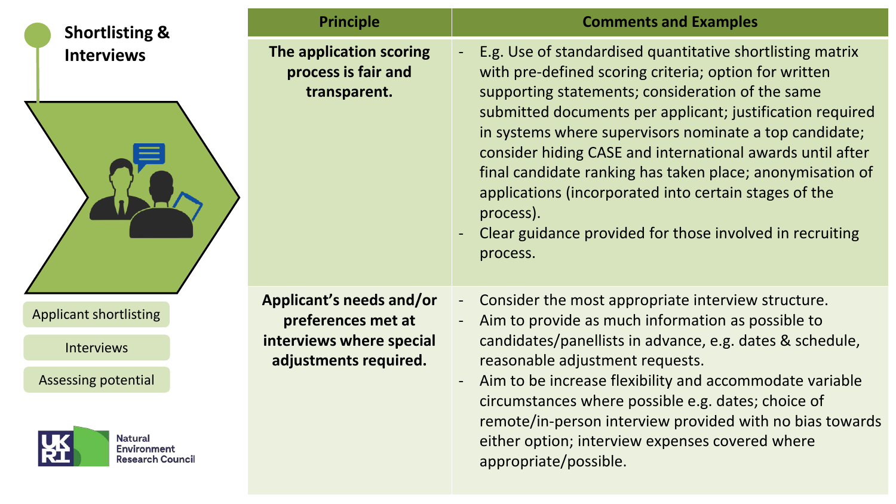## Shortlisting & Interviews

- Applicant shortlisting
- Interviews
- Assessing potential

Natural Environment Research Council

| Principle | Comments and Examples |
| --- | --- |
| **The application scoring process is fair and transparent.** | - E.g. Use of standardised quantitative shortlisting matrix with pre-defined scoring criteria; option for written supporting statements; consideration of the same submitted documents per applicant; justification required in systems where supervisors nominate a top candidate; consider hiding CASE and international awards until after final candidate ranking has taken place; anonymisation of applications (incorporated into certain stages of the process).<br>- Clear guidance provided for those involved in recruiting process. |
| **Applicant's needs and/or preferences met at interviews where special adjustments required.** | - Consider the most appropriate interview structure.<br>- Aim to provide as much information as possible to candidates/panellists in advance, e.g. dates & schedule, reasonable adjustment requests.<br>- Aim to be increase flexibility and accommodate variable circumstances where possible e.g. dates; choice of remote/in-person interview provided with no bias towards either option; interview expenses covered where appropriate/possible. |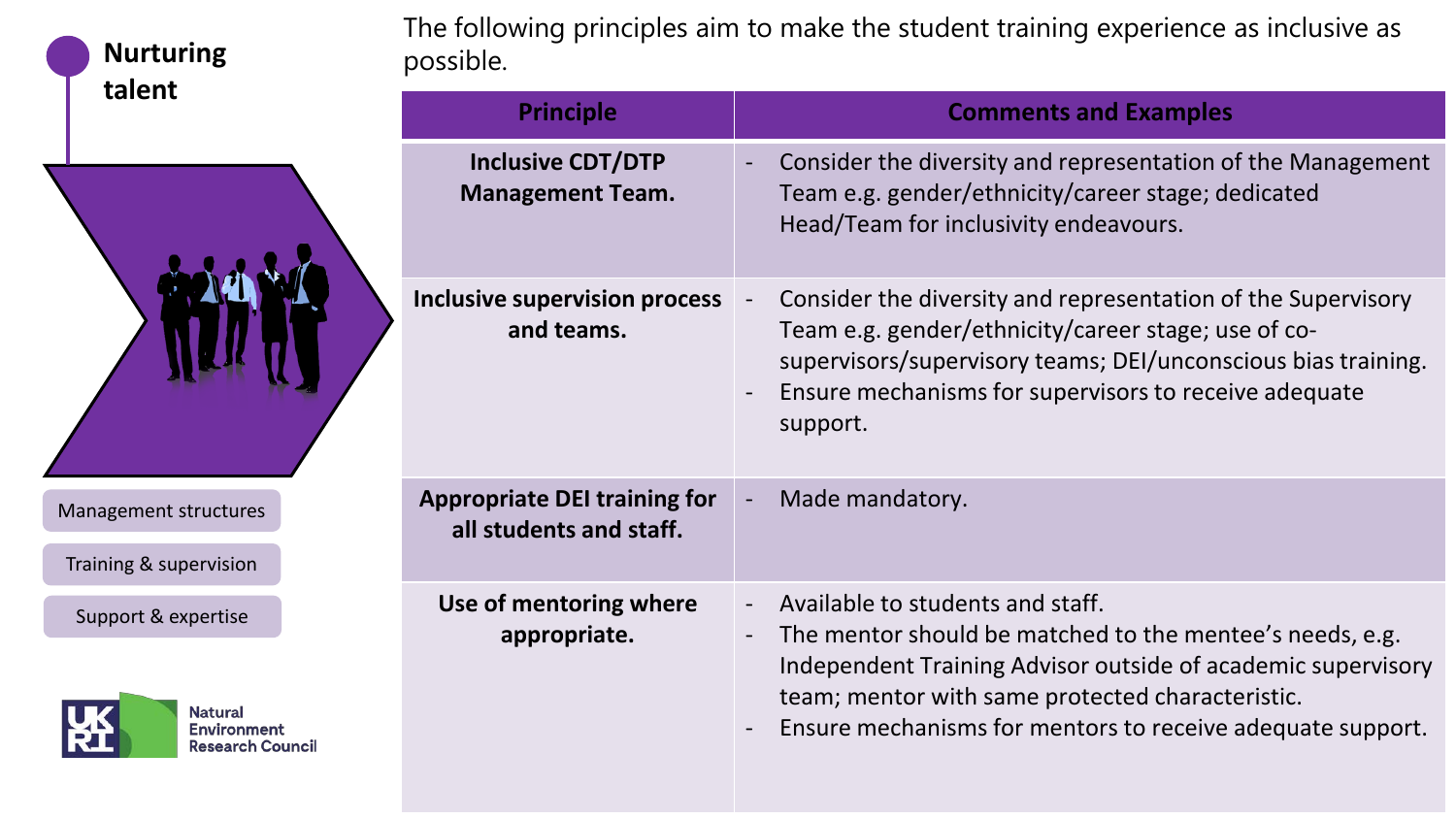## Nurturing talent

- Management structures
- Training & supervision
- Support & expertise

The following principles aim to make the student training experience as inclusive as possible.

| Principle | Comments and Examples |
| --- | --- |
| **Inclusive CDT/DTP Management Team.** | - Consider the diversity and representation of the Management Team e.g. gender/ethnicity/career stage; dedicated Head/Team for inclusivity endeavours. |
| **Inclusive supervision process and teams.** | - Consider the diversity and representation of the Supervisory Team e.g. gender/ethnicity/career stage; use of co-supervisors/supervisory teams; DEI/unconscious bias training.<br>- Ensure mechanisms for supervisors to receive adequate support. |
| **Appropriate DEI training for all students and staff.** | - Made mandatory. |
| **Use of mentoring where appropriate.** | - Available to students and staff.<br>- The mentor should be matched to the mentee's needs, e.g. Independent Training Advisor outside of academic supervisory team; mentor with same protected characteristic.<br>- Ensure mechanisms for mentors to receive adequate support. |

UKRI Natural Environment Research Council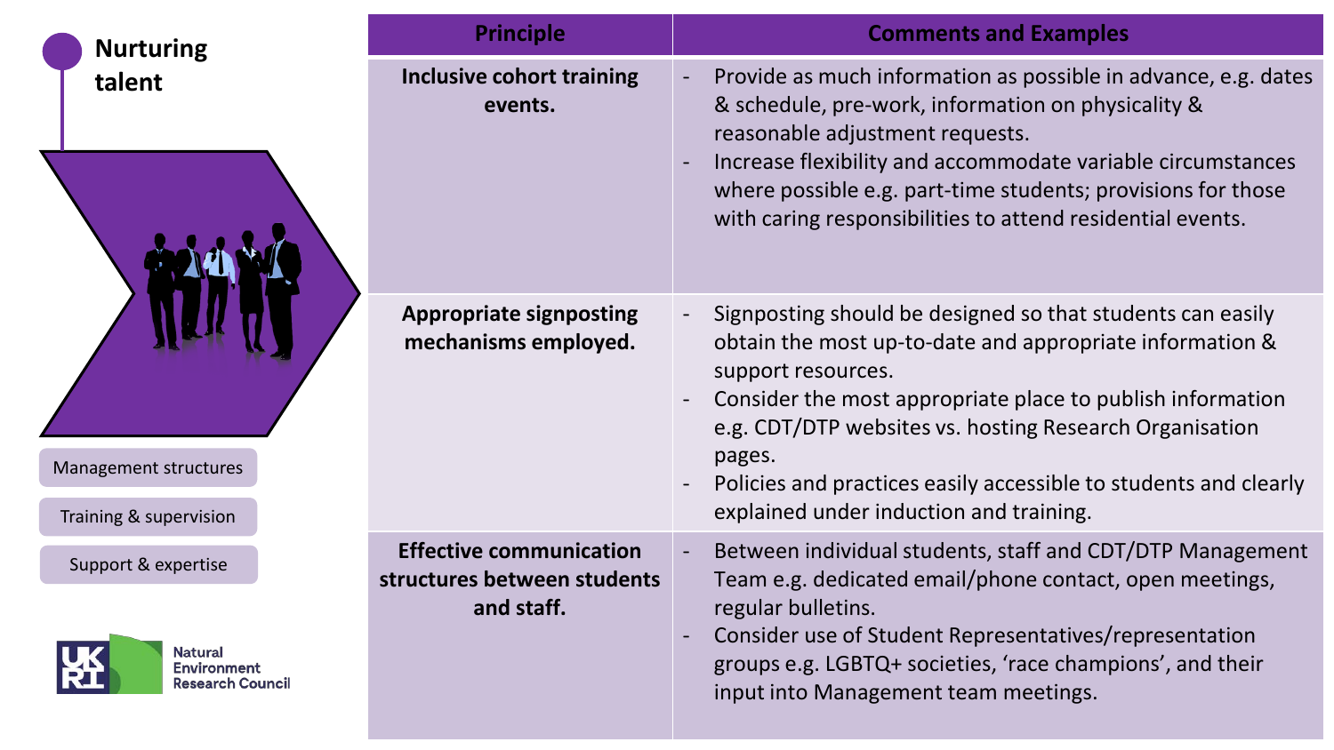## Nurturing talent

- Management structures
- Training & supervision
- Support & expertise

| Principle | Comments and Examples |
| --- | --- |
| **Inclusive cohort training events.** | - Provide as much information as possible in advance, e.g. dates & schedule, pre-work, information on physicality & reasonable adjustment requests.<br>- Increase flexibility and accommodate variable circumstances where possible e.g. part-time students; provisions for those with caring responsibilities to attend residential events. |
| **Appropriate signposting mechanisms employed.** | - Signposting should be designed so that students can easily obtain the most up-to-date and appropriate information & support resources.<br>- Consider the most appropriate place to publish information e.g. CDT/DTP websites vs. hosting Research Organisation pages.<br>- Policies and practices easily accessible to students and clearly explained under induction and training. |
| **Effective communication structures between students and staff.** | - Between individual students, staff and CDT/DTP Management Team e.g. dedicated email/phone contact, open meetings, regular bulletins.<br>- Consider use of Student Representatives/representation groups e.g. LGBTQ+ societies, 'race champions', and their input into Management team meetings. |

UKRI Natural Environment Research Council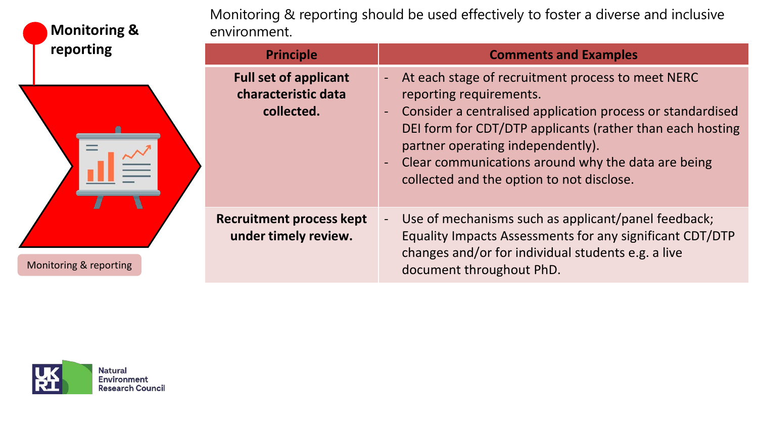## Monitoring & reporting

Monitoring & reporting should be used effectively to foster a diverse and inclusive environment.

| Principle | Comments and Examples |
|---|---|
| **Full set of applicant characteristic data collected.** | - At each stage of recruitment process to meet NERC reporting requirements.<br>- Consider a centralised application process or standardised DEI form for CDT/DTP applicants (rather than each hosting partner operating independently).<br>- Clear communications around why the data are being collected and the option to not disclose. |
| **Recruitment process kept under timely review.** | - Use of mechanisms such as applicant/panel feedback; Equality Impacts Assessments for any significant CDT/DTP changes and/or for individual students e.g. a live document throughout PhD. |

Monitoring & reporting

Natural Environment Research Council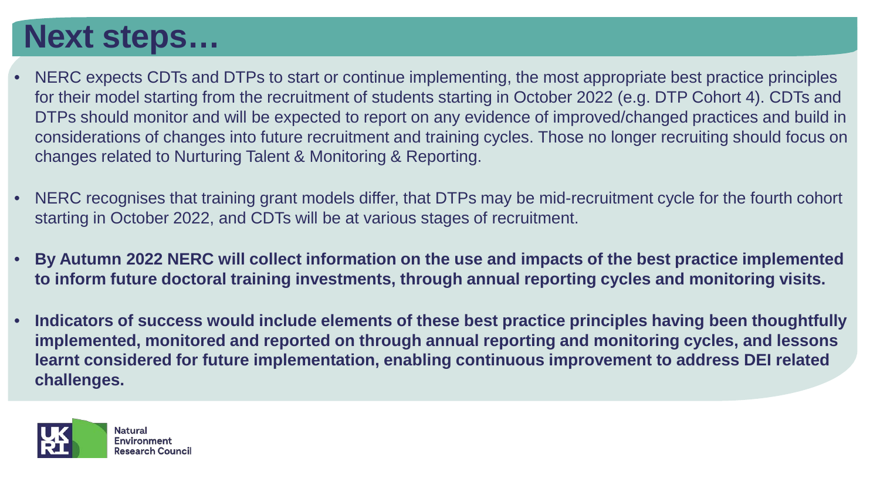# Next steps…

- NERC expects CDTs and DTPs to start or continue implementing, the most appropriate best practice principles for their model starting from the recruitment of students starting in October 2022 (e.g. DTP Cohort 4). CDTs and DTPs should monitor and will be expected to report on any evidence of improved/changed practices and build in considerations of changes into future recruitment and training cycles. Those no longer recruiting should focus on changes related to Nurturing Talent & Monitoring & Reporting.
- NERC recognises that training grant models differ, that DTPs may be mid-recruitment cycle for the fourth cohort starting in October 2022, and CDTs will be at various stages of recruitment.
- **By Autumn 2022 NERC will collect information on the use and impacts of the best practice implemented to inform future doctoral training investments, through annual reporting cycles and monitoring visits.**
- **Indicators of success would include elements of these best practice principles having been thoughtfully implemented, monitored and reported on through annual reporting and monitoring cycles, and lessons learnt considered for future implementation, enabling continuous improvement to address DEI related challenges.**

UKRI Natural Environment Research Council